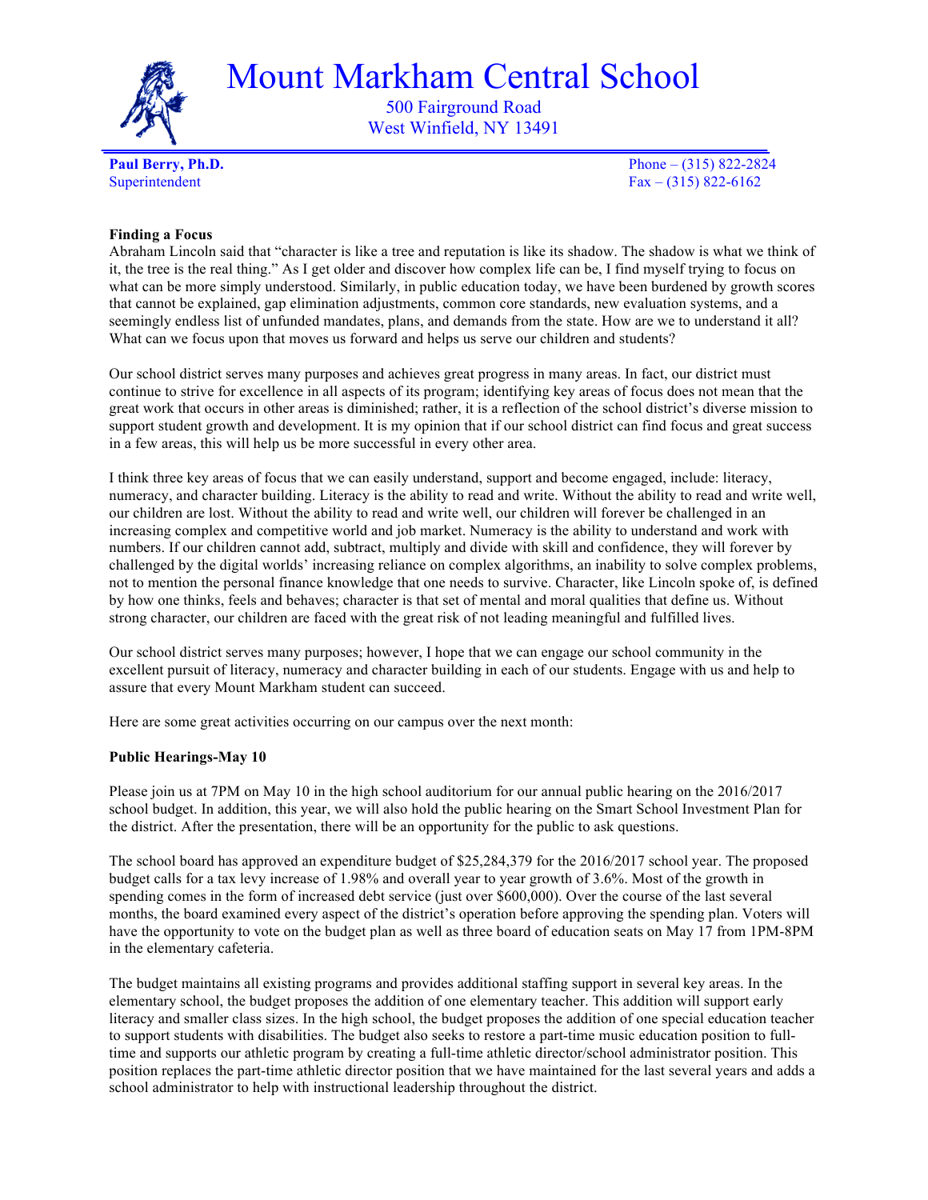# Mount Markham Central School

500 Fairground Road
West Winfield, NY 13491

**Paul Berry, Ph.D.**
Superintendent

Phone – (315) 822-2824
Fax – (315) 822-6162

**Finding a Focus**

Abraham Lincoln said that "character is like a tree and reputation is like its shadow. The shadow is what we think of it, the tree is the real thing." As I get older and discover how complex life can be, I find myself trying to focus on what can be more simply understood. Similarly, in public education today, we have been burdened by growth scores that cannot be explained, gap elimination adjustments, common core standards, new evaluation systems, and a seemingly endless list of unfunded mandates, plans, and demands from the state. How are we to understand it all? What can we focus upon that moves us forward and helps us serve our children and students?

Our school district serves many purposes and achieves great progress in many areas. In fact, our district must continue to strive for excellence in all aspects of its program; identifying key areas of focus does not mean that the great work that occurs in other areas is diminished; rather, it is a reflection of the school district's diverse mission to support student growth and development. It is my opinion that if our school district can find focus and great success in a few areas, this will help us be more successful in every other area.

I think three key areas of focus that we can easily understand, support and become engaged, include: literacy, numeracy, and character building. Literacy is the ability to read and write. Without the ability to read and write well, our children are lost. Without the ability to read and write well, our children will forever be challenged in an increasing complex and competitive world and job market. Numeracy is the ability to understand and work with numbers. If our children cannot add, subtract, multiply and divide with skill and confidence, they will forever by challenged by the digital worlds' increasing reliance on complex algorithms, an inability to solve complex problems, not to mention the personal finance knowledge that one needs to survive. Character, like Lincoln spoke of, is defined by how one thinks, feels and behaves; character is that set of mental and moral qualities that define us. Without strong character, our children are faced with the great risk of not leading meaningful and fulfilled lives.

Our school district serves many purposes; however, I hope that we can engage our school community in the excellent pursuit of literacy, numeracy and character building in each of our students. Engage with us and help to assure that every Mount Markham student can succeed.

Here are some great activities occurring on our campus over the next month:

**Public Hearings-May 10**

Please join us at 7PM on May 10 in the high school auditorium for our annual public hearing on the 2016/2017 school budget. In addition, this year, we will also hold the public hearing on the Smart School Investment Plan for the district. After the presentation, there will be an opportunity for the public to ask questions.

The school board has approved an expenditure budget of $25,284,379 for the 2016/2017 school year. The proposed budget calls for a tax levy increase of 1.98% and overall year to year growth of 3.6%. Most of the growth in spending comes in the form of increased debt service (just over $600,000). Over the course of the last several months, the board examined every aspect of the district's operation before approving the spending plan. Voters will have the opportunity to vote on the budget plan as well as three board of education seats on May 17 from 1PM-8PM in the elementary cafeteria.

The budget maintains all existing programs and provides additional staffing support in several key areas. In the elementary school, the budget proposes the addition of one elementary teacher. This addition will support early literacy and smaller class sizes. In the high school, the budget proposes the addition of one special education teacher to support students with disabilities. The budget also seeks to restore a part-time music education position to full-time and supports our athletic program by creating a full-time athletic director/school administrator position. This position replaces the part-time athletic director position that we have maintained for the last several years and adds a school administrator to help with instructional leadership throughout the district.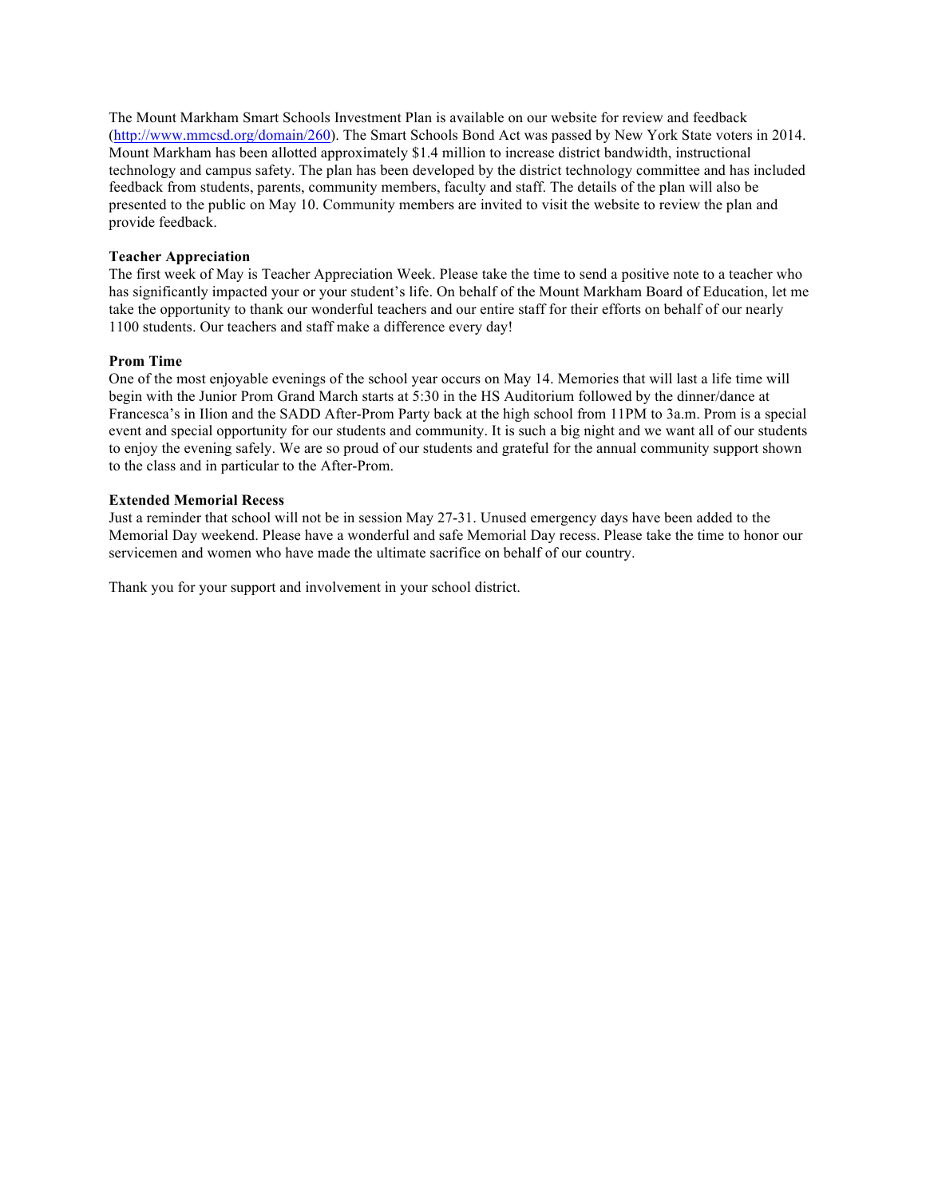The Mount Markham Smart Schools Investment Plan is available on our website for review and feedback ([http://www.mmcsd.org/domain/260](http://www.mmcsd.org/domain/260)). The Smart Schools Bond Act was passed by New York State voters in 2014. Mount Markham has been allotted approximately $1.4 million to increase district bandwidth, instructional technology and campus safety. The plan has been developed by the district technology committee and has included feedback from students, parents, community members, faculty and staff. The details of the plan will also be presented to the public on May 10. Community members are invited to visit the website to review the plan and provide feedback.

**Teacher Appreciation**

The first week of May is Teacher Appreciation Week. Please take the time to send a positive note to a teacher who has significantly impacted your or your student's life. On behalf of the Mount Markham Board of Education, let me take the opportunity to thank our wonderful teachers and our entire staff for their efforts on behalf of our nearly 1100 students. Our teachers and staff make a difference every day!

**Prom Time**

One of the most enjoyable evenings of the school year occurs on May 14. Memories that will last a life time will begin with the Junior Prom Grand March starts at 5:30 in the HS Auditorium followed by the dinner/dance at Francesca's in Ilion and the SADD After-Prom Party back at the high school from 11PM to 3a.m. Prom is a special event and special opportunity for our students and community. It is such a big night and we want all of our students to enjoy the evening safely. We are so proud of our students and grateful for the annual community support shown to the class and in particular to the After-Prom.

**Extended Memorial Recess**

Just a reminder that school will not be in session May 27-31. Unused emergency days have been added to the Memorial Day weekend. Please have a wonderful and safe Memorial Day recess. Please take the time to honor our servicemen and women who have made the ultimate sacrifice on behalf of our country.

Thank you for your support and involvement in your school district.